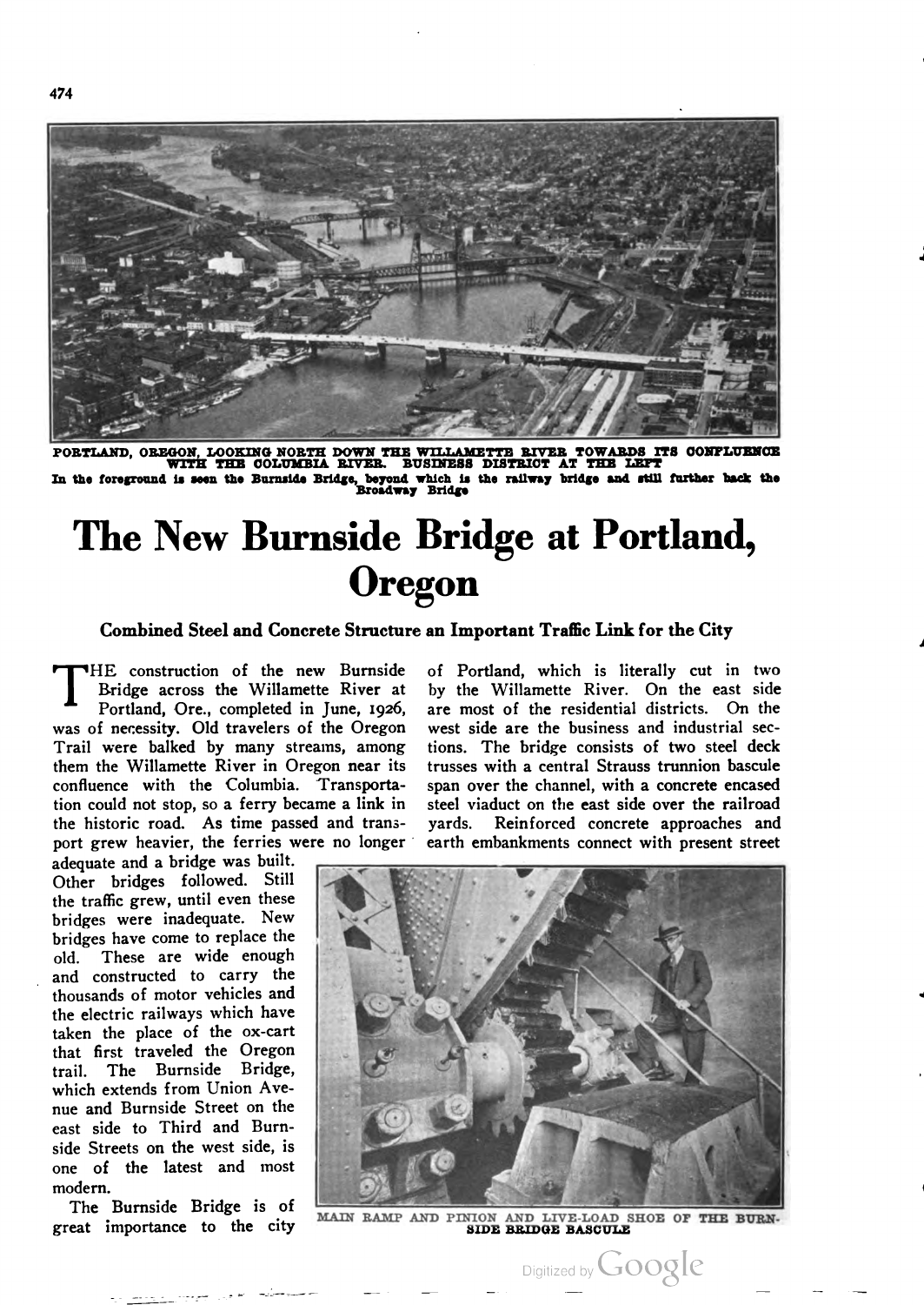PORTLAND, OREGON, LOOKING NORTH DOWN THE WILLAMETTE RIVER TOWARDS ITS CONFLUENCE WITH THE COLUMBIA RIVER. BUSINESS DISTRICT AT THE LEFT

In the foreground is seen the Burnside Bridge, beyond which is the railway bridge and still further back the Broadway Bridge

# The New Burnside Bridge at Portland, Oregon

### Combined Steel and Concrete Structure an Important Traffic Link for the City

THE construction of the new Burnside Bridge across the Willamette River at Portland, Ore., completed in June, 1926, was of necessity. Old travelers of the Oregon Trail were balked by many streams, among them the Willamette River in Oregon near its confluence with the Columbia. Transportation could not stop, so a ferry became a link in the historic road. As time passed and transport grew heavier, the ferries were no longer adequate and a bridge was built. Other bridges followed. Still the traffic grew, until even these bridges were inadequate. New bridges have come to replace the old. These are wide enough and constructed to carry the thousands of motor vehicles and the electric railways which have taken the place of the ox-cart that first traveled the Oregon trail. The Burnside Bridge, which extends from Union Avenue and Burnside Street on the east side to Third and Burnside Streets on the west side, is one of the latest and most modern.

The Burnside Bridge is of great importance to the city of Portland, which is literally cut in two by the Willamette River. On the east side are most of the residential districts. On the west side are the business and industrial sections. The bridge consists of two steel deck trusses with a central Strauss trunnion bascule span over the channel, with a concrete encased steel viaduct on the east side over the railroad yards. Reinforced concrete approaches and earth embankments connect with present street

MAIN RAMP AND PINION AND LIVE-LOAD SHOE OF THE BURNSIDE BRIDGE BASCULE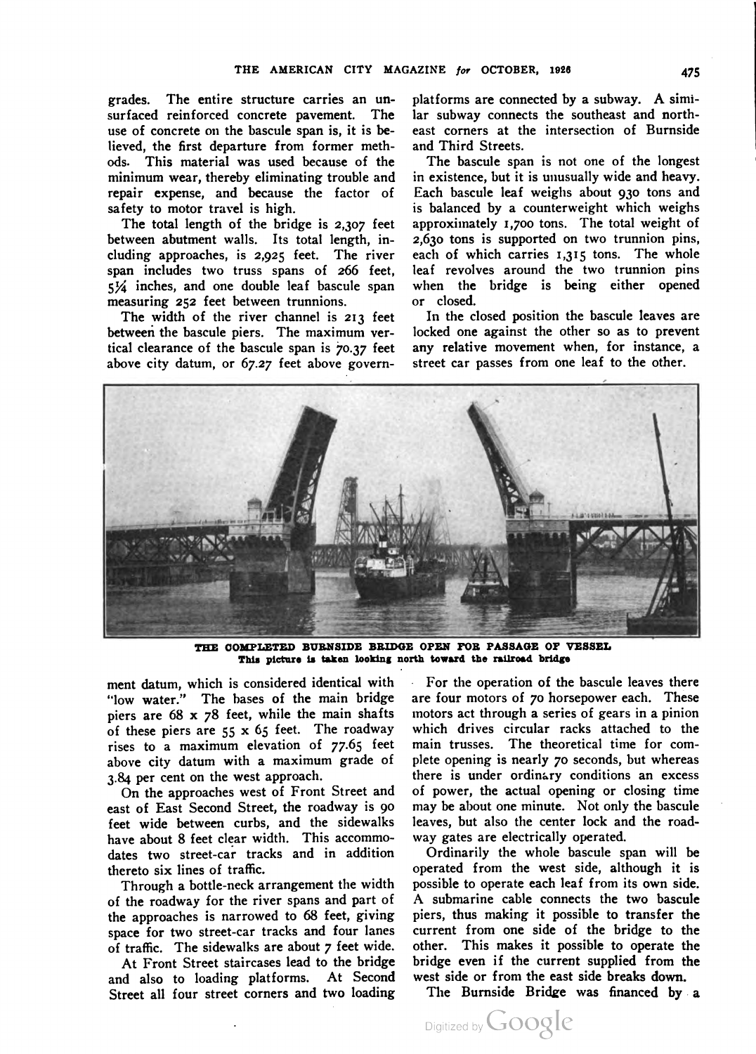grades. The entire structure carries an unsurfaced reinforced concrete pavement. The use of concrete on the bascule span is, it is believed, the first departure from former methods. This material was used because of the minimum wear, thereby eliminating trouble and repair expense, and because the factor of safety to motor travel is high.

The total length of the bridge is 2,307 feet between abutment walls. Its total length, including approaches, is 2,925 feet. The river span includes two truss spans of 266 feet, 5¼ inches, and one double leaf bascule span measuring 252 feet between trunnions.

The width of the river channel is 213 feet between the bascule piers. The maximum vertical clearance of the bascule span is 70.37 feet above city datum, or 67.27 feet above government datum, which is considered identical with "low water." The bases of the main bridge piers are 68 x 78 feet, while the main shafts of these piers are 55 x 65 feet. The roadway rises to a maximum elevation of 77.65 feet above city datum with a maximum grade of 3.84 per cent on the west approach.

On the approaches west of Front Street and east of East Second Street, the roadway is 90 feet wide between curbs, and the sidewalks have about 8 feet clear width. This accommodates two street-car tracks and in addition thereto six lines of traffic.

Through a bottle-neck arrangement the width of the roadway for the river spans and part of the approaches is narrowed to 68 feet, giving space for two street-car tracks and four lanes of traffic. The sidewalks are about 7 feet wide.

At Front Street staircases lead to the bridge and also to loading platforms. At Second Street all four street corners and two loading platforms are connected by a subway. A similar subway connects the southeast and northeast corners at the intersection of Burnside and Third Streets.

The bascule span is not one of the longest in existence, but it is unusually wide and heavy. Each bascule leaf weighs about 930 tons and is balanced by a counterweight which weighs approximately 1,700 tons. The total weight of 2,630 tons is supported on two trunnion pins, each of which carries 1,315 tons. The whole leaf revolves around the two trunnion pins when the bridge is being either opened or closed.

In the closed position the bascule leaves are locked one against the other so as to prevent any relative movement when, for instance, a street car passes from one leaf to the other.

**THE COMPLETED BURNSIDE BRIDGE OPEN FOR PASSAGE OF VESSEL**
This picture is taken looking north toward the railroad bridge

For the operation of the bascule leaves there are four motors of 70 horsepower each. These motors act through a series of gears in a pinion which drives circular racks attached to the main trusses. The theoretical time for complete opening is nearly 70 seconds, but whereas there is under ordinary conditions an excess of power, the actual opening or closing time may be about one minute. Not only the bascule leaves, but also the center lock and the roadway gates are electrically operated.

Ordinarily the whole bascule span will be operated from the west side, although it is possible to operate each leaf from its own side. A submarine cable connects the two bascule piers, thus making it possible to transfer the current from one side of the bridge to the other. This makes it possible to operate the bridge even if the current supplied from the west side or from the east side breaks down.

The Burnside Bridge was financed by a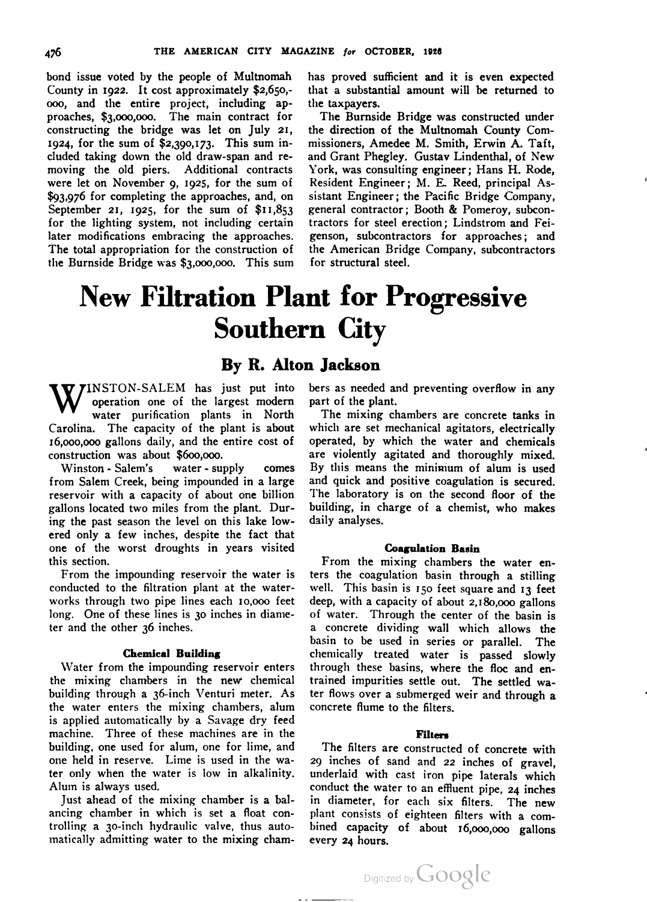bond issue voted by the people of Multnomah County in 1922. It cost approximately $2,650,000, and the entire project, including approaches, $3,000,000. The main contract for constructing the bridge was let on July 21, 1924, for the sum of $2,390,173. This sum included taking down the old draw-span and removing the old piers. Additional contracts were let on November 9, 1925, for the sum of $93,976 for completing the approaches, and, on September 21, 1925, for the sum of $11,853 for the lighting system, not including certain later modifications embracing the approaches. The total appropriation for the construction of the Burnside Bridge was $3,000,000. This sum has proved sufficient and it is even expected that a substantial amount will be returned to the taxpayers.

The Burnside Bridge was constructed under the direction of the Multnomah County Commissioners, Amedee M. Smith, Erwin A. Taft, and Grant Phegley. Gustav Lindenthal, of New York, was consulting engineer; Hans H. Rode, Resident Engineer; M. E. Reed, principal Assistant Engineer; the Pacific Bridge Company, general contractor; Booth & Pomeroy, subcontractors for steel erection; Lindstrom and Feigenson, subcontractors for approaches; and the American Bridge Company, subcontractors for structural steel.

# New Filtration Plant for Progressive Southern City

## By R. Alton Jackson

WINSTON-SALEM has just put into operation one of the largest modern water purification plants in North Carolina. The capacity of the plant is about 16,000,000 gallons daily, and the entire cost of construction was about $600,000.

Winston-Salem's water-supply comes from Salem Creek, being impounded in a large reservoir with a capacity of about one billion gallons located two miles from the plant. During the past season the level on this lake lowered only a few inches, despite the fact that one of the worst droughts in years visited this section.

From the impounding reservoir the water is conducted to the filtration plant at the waterworks through two pipe lines each 10,000 feet long. One of these lines is 30 inches in diameter and the other 36 inches.

### Chemical Building

Water from the impounding reservoir enters the mixing chambers in the new chemical building through a 36-inch Venturi meter. As the water enters the mixing chambers, alum is applied automatically by a Savage dry feed machine. Three of these machines are in the building, one used for alum, one for lime, and one held in reserve. Lime is used in the water only when the water is low in alkalinity. Alum is always used.

Just ahead of the mixing chamber is a balancing chamber in which is set a float controlling a 30-inch hydraulic valve, thus automatically admitting water to the mixing chambers as needed and preventing overflow in any part of the plant.

The mixing chambers are concrete tanks in which are set mechanical agitators, electrically operated, by which the water and chemicals are violently agitated and thoroughly mixed. By this means the minimum of alum is used and quick and positive coagulation is secured. The laboratory is on the second floor of the building, in charge of a chemist, who makes daily analyses.

### Coagulation Basin

From the mixing chambers the water enters the coagulation basin through a stilling well. This basin is 150 feet square and 13 feet deep, with a capacity of about 2,180,000 gallons of water. Through the center of the basin is a concrete dividing wall which allows the basin to be used in series or parallel. The chemically treated water is passed slowly through these basins, where the floc and entrained impurities settle out. The settled water flows over a submerged weir and through a concrete flume to the filters.

### Filters

The filters are constructed of concrete with 29 inches of sand and 22 inches of gravel, underlaid with cast iron pipe laterals which conduct the water to an effluent pipe, 24 inches in diameter, for each six filters. The new plant consists of eighteen filters with a combined capacity of about 16,000,000 gallons every 24 hours.